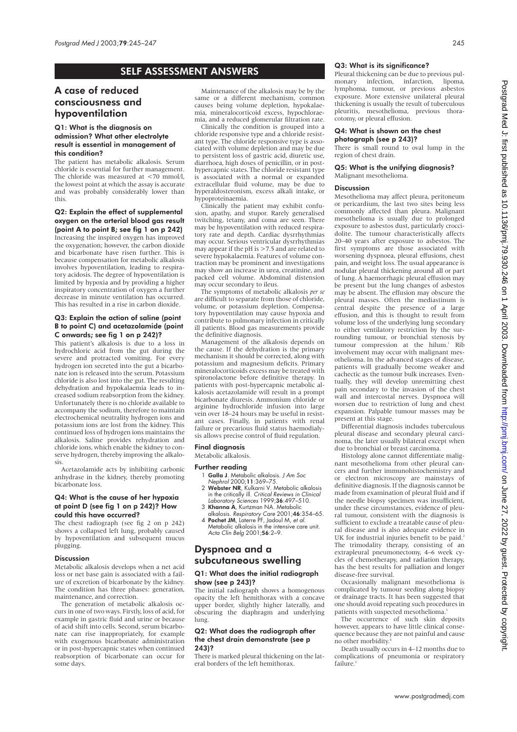# SELF ASSESSMENT ANSWERS

## A case of reduced consciousness and hypoventilation

### Q1: What is the diagnosis on admission? What other electrolyte result is essential in management of this condition?

The patient has metabolic alkalosis. Serum chloride is essential for further management. The chloride was measured at <70 mmol/l, the lowest point at which the assay is accurate and was probably considerably lower than this.

### Q2: Explain the effect of supplemental oxygen on the arterial blood gas result (point A to point B; see fig 1 on p 242)

Increasing the inspired oxygen has improved the oxygenation; however, the carbon dioxide and bicarbonate have risen further. This is because compensation for metabolic alkalosis involves hypoventilation, leading to respiratory acidosis. The degree of hypoventilation is limited by hypoxia and by providing a higher inspiratory concentration of oxygen a further decrease in minute ventilation has occurred. This has resulted in a rise in carbon dioxide.

### Q3: Explain the action of saline (point B to point C) and acetazolamide (point C onwards; see fig 1 on p 242)?

This patient's alkalosis is due to a loss in hydrochloric acid from the gut during the severe and protracted vomiting. For every hydrogen ion secreted into the gut a bicarbonate ion is released into the serum. Potassium chloride is also lost into the gut. The resulting dehydration and hypokalaemia leads to increased sodium reabsorption from the kidney. Unfortunately there is no chloride available to accompany the sodium, therefore to maintain electrochemical neutrality hydrogen ions and potassium ions are lost from the kidney. This continued loss of hydrogen ions maintains the alkalosis. Saline provides rehydration and chloride ions, which enable the kidney to conserve hydrogen, thereby improving the alkalosis.

Acetazolamide acts by inhibiting carbonic anhydrase in the kidney, thereby promoting bicarbonate loss.

### Q4: What is the cause of her hypoxia at point D (see fig 1 on p 242)? How could this have occurred?

The chest radiograph (see fig 2 on p 242) shows a collapsed left lung, probably caused by hypoventilation and subsequent mucus plugging.

### Discussion

Metabolic alkalosis develops when a net acid loss or net base gain is associated with a failure of excretion of bicarbonate by the kidney. The condition has three phases: generation, maintenance, and correction.

The generation of metabolic alkalosis occurs in one of two ways. Firstly, loss of acid, for example in gastric fluid and urine or because of acid shift into cells. Second, serum bicarbonate can rise inappropriately, for example with exogenous bicarbonate administration or in post-hypercapnic states when continued reabsorption of bicarbonate can occur for some days.

Maintenance of the alkalosis may be by the same or a different mechanism, common causes being volume depletion, hypokalaemia, mineralocorticoid excess, hypochloraemia, and a reduced glomerular filtration rate.

Clinically the condition is grouped into a chloride responsive type and a chloride resistant type. The chloride responsive type is associated with volume depletion and may be due to persistent loss of gastric acid, diuretic use, diarrhoea, high doses of penicillin, or in post-hypercapnic states. The chloride resistant type is associated with a normal or expanded extracellular fluid volume, may be due to hyperaldosteronism, excess alkali intake, or hypoproteinaemia.

Clinically the patient may exhibit confusion, apathy, and stupor. Rarely generalised twitching, tetany, and coma are seen. There may be hypoventilation with reduced respiratory rate and depth. Cardiac dysrrhythmias may occur. Serious ventricular dysrrhythmias may appear if the pH is >7.5 and are related to severe hypokalaemia. Features of volume contraction may be prominent and investigations may show an increase in urea, creatinine, and packed cell volume. Abdominal distension may occur secondary to ileus.

The symptoms of metabolic alkalosis *per se* are difficult to separate from those of chloride, volume, or potassium depletion. Compensatory hypoventilation may cause hypoxia and contribute to pulmonary infection in critically ill patients. Blood gas measurements provide the definitive diagnosis.

Management of the alkalosis depends on the cause. If the dehydration is the primary mechanism it should be corrected, along with potassium and magnesium deficits. Primary mineralocorticoids excess may be treated with spironolactone before definitive therapy. In patients with post-hypercapnic metabolic alkalosis acetazolamide will result in a prompt bicarbonate diuresis. Ammonium chloride or arginine hydrochloride infusion into large vein over 18–24 hours may be useful in resistant cases. Finally, in patients with renal failure or precarious fluid status haemodialysis allows precise control of fluid regulation.

### Final diagnosis

Metabolic alkalosis.

### Further reading

1. **Galla J**. Metabolic alkalosis. *J Am Soc Nephrol* 2000;**11**:369–75.
2. **Webster NR**, Kulkarni V. Metabolic alkalosis in the critically ill. *Critical Reviews in Clinical Laboratory Sciences* 1999;**36**:497–510.
3. **Khanna A**, Kurtzman NA. Metabolic alkalosis. *Respiratory Care* 2001;**46**:354–65.
4. **Pochet JM**, Laterre PF, Jadoul M, *et al*. Metabolic alkalosis in the intensive care unit. *Acta Clin Belg* 2001;**56**:2–9.

## Dyspnoea and a subcutaneous swelling

### Q1: What does the initial radiograph show (see p 243)?

The initial radiograph shows a homogenous opacity the left hemithorax with a concave upper border, slightly higher laterally, and obscuring the diaphragm and underlying lung.

### Q2: What does the radiograph after the chest drain demonstrate (see p 243)?

There is marked pleural thickening on the lateral borders of the left hemithorax.

### Q3: What is its significance?

Pleural thickening can be due to previous pulmonary infection, infarction, lipoma, lymphoma, tumour, or previous asbestos exposure. More extensive unilateral pleural thickening is usually the result of tuberculous pleuritis, mesothelioma, previous thoracotomy, or pleural effusion.

### Q4: What is shown on the chest photograph (see p 243)?

There is small round to oval lump in the region of chest drain.

### Q5: What is the unifying diagnosis?

Malignant mesothelioma.

### Discussion

Mesothelioma may affect pleura, peritoneum or pericardium, the last two sites being less commonly affected than pleura. Malignant mesothelioma is usually due to prolonged exposure to asbestos dust, particularly croccidolite. The tumour characteristically affects 20–40 years after exposure to asbestos. The first symptoms are those associated with worsening dyspnoea, pleural effusions, chest pain, and weight loss. The usual appearance is nodular pleural thickening around all or part of lung. A haemorrhagic pleural effusion may be present but the lung changes of asbestos may be absent. The effusion may obscure the pleural masses. Often the mediastinum is central despite the presence of a large effusion, and this is thought to result from volume loss of the underlying lung secondary to either ventilatory restriction by the surrounding tumour, or bronchial stenosis by tumour compression at the hilum.[1] Rib involvement may occur with malignant mesothelioma. In the advanced stages of disease, patients will gradually become weaker and cachectic as the tumour bulk increases. Eventually, they will develop unremitting chest pain secondary to the invasion of the chest wall and intercostal nerves. Dyspnoea will worsen due to restriction of lung and chest expansion. Palpable tumour masses may be present at this stage.

Differential diagnosis includes tuberculous pleural disease and secondary pleural carcinoma, the later usually bilateral except when due to bronchial or breast carcinoma.

Histology alone cannot differentiate malignant mesothelioma from other pleural cancers and further immunohistochemistry and or electron microscopy are mainstays of definitive diagnosis. If the diagnosis cannot be made from examination of pleural fluid and if the needle biopsy specimen was insufficient, under these circumstances, evidence of pleural tumour, consistent with the diagnosis is sufficient to exclude a treatable cause of pleural disease and is also adequate evidence in UK for industrial injuries benefit to be paid.[2] The trimodality therapy, consisting of an extrapleural pneumonectomy, 4–6 week cycles of chemotherapy, and radiation therapy, has the best results for palliation and longer disease-free survival.

Occasionally malignant mesothelioma is complicated by tumour seeding along biopsy or drainage tracts. It has been suggested that one should avoid repeating such procedures in patients with suspected mesothelioma.[3]

The occurrence of such skin deposits however, appears to have little clinical consequence because they are not painful and cause no other morbidity.[4]

Death usually occurs in 4–12 months due to complications of pneumonia or respiratory failure.[5]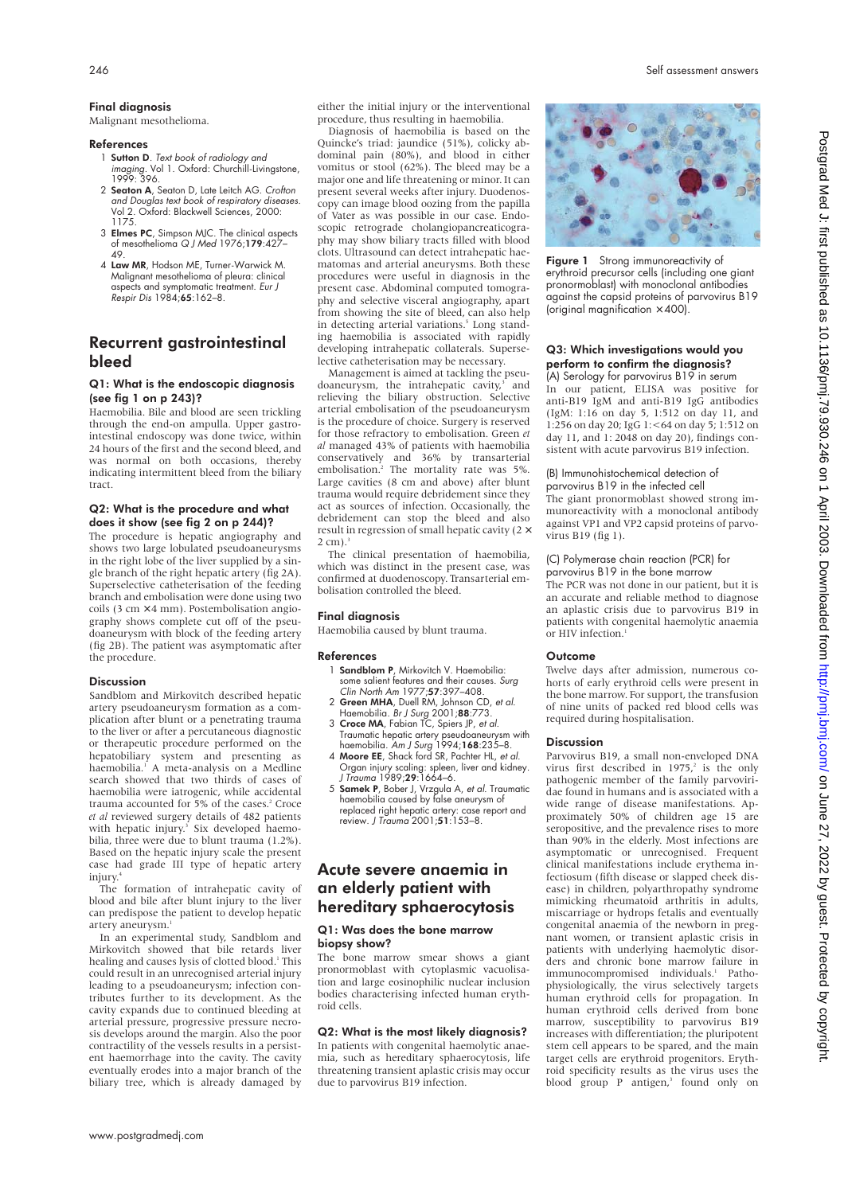### Final diagnosis

Malignant mesothelioma.

### References

1. **Sutton D**. *Text book of radiology and imaging*. Vol 1. Oxford: Churchill-Livingstone, 1999: 396.
2. **Seaton A**, Seaton D, Late Leitch AG. *Crofton and Douglas text book of respiratory diseases*. Vol 2. Oxford: Blackwell Sciences, 2000: 1175.
3. **Elmes PC**, Simpson MJC. The clinical aspects of mesothelioma *Q J Med* 1976;**179**:427–49.
4. **Law MR**, Hodson ME, Turner-Warwick M. Malignant mesothelioma of pleura: clinical aspects and symptomatic treatment. *Eur J Respir Dis* 1984;**65**:162–8.

## Recurrent gastrointestinal bleed

### Q1: What is the endoscopic diagnosis (see fig 1 on p 243)?

Haemobilia. Bile and blood are seen trickling through the end-on ampulla. Upper gastrointestinal endoscopy was done twice, within 24 hours of the first and the second bleed, and was normal on both occasions, thereby indicating intermittent bleed from the biliary tract.

### Q2: What is the procedure and what does it show (see fig 2 on p 244)?

The procedure is hepatic angiography and shows two large lobulated pseudoaneurysms in the right lobe of the liver supplied by a single branch of the right hepatic artery (fig 2A). Superselective catheterisation of the feeding branch and embolisation were done using two coils (3 cm × 4 mm). Postembolisation angiography shows complete cut off of the pseudoaneurysm with block of the feeding artery (fig 2B). The patient was asymptomatic after the procedure.

### Discussion

Sandblom and Mirkovitch described hepatic artery pseudoaneurysm formation as a complication after blunt or a penetrating trauma to the liver or after a percutaneous diagnostic or therapeutic procedure performed on the hepatobiliary system and presenting as haemobilia.[1] A meta-analysis on a Medline search showed that two thirds of cases of haemobilia were iatrogenic, while accidental trauma accounted for 5% of the cases.[2] Croce *et al* reviewed surgery details of 482 patients with hepatic injury.[3] Six developed haemobilia, three were due to blunt trauma (1.2%). Based on the hepatic injury scale the present case had grade III type of hepatic artery injury.[4]

The formation of intrahepatic cavity of blood and bile after blunt injury to the liver can predispose the patient to develop hepatic artery aneurysm.[1]

In an experimental study, Sandblom and Mirkovitch showed that bile retards liver healing and causes lysis of clotted blood.[1] This could result in an unrecognised arterial injury leading to a pseudoaneurysm; infection contributes further to its development. As the cavity expands due to continued bleeding at arterial pressure, progressive pressure necrosis develops around the margin. Also the poor contractility of the vessels results in a persistent haemorrhage into the cavity. The cavity eventually erodes into a major branch of the biliary tree, which is already damaged by either the initial injury or the interventional procedure, thus resulting in haemobilia.

Diagnosis of haemobilia is based on the Quincke's triad: jaundice (51%), colicky abdominal pain (80%), and blood in either vomitus or stool (62%). The bleed may be a major one and life threatening or minor. It can present several weeks after injury. Duodenoscopy can image blood oozing from the papilla of Vater as was possible in our case. Endoscopic retrograde cholangiopancreaticography may show biliary tracts filled with blood clots. Ultrasound can detect intrahepatic haematomas and arterial aneurysms. Both these procedures were useful in diagnosis in the present case. Abdominal computed tomography and selective visceral angiography, apart from showing the site of bleed, can also help in detecting arterial variations.[5] Long standing haemobilia is associated with rapidly developing intrahepatic collaterals. Superselective catheterisation may be necessary.

Management is aimed at tackling the pseudoaneurysm, the intrahepatic cavity,[3] and relieving the biliary obstruction. Selective arterial embolisation of the pseudoaneurysm is the procedure of choice. Surgery is reserved for those refractory to embolisation. Green *et al* managed 43% of patients with haemobilia conservatively and 36% by transarterial embolisation.[2] The mortality rate was 5%. Large cavities (8 cm and above) after blunt trauma would require debridement since they act as sources of infection. Occasionally, the debridement can stop the bleed and also result in regression of small hepatic cavity (2 × 2 cm).[3]

The clinical presentation of haemobilia, which was distinct in the present case, was confirmed at duodenoscopy. Transarterial embolisation controlled the bleed.

### Final diagnosis

Haemobilia caused by blunt trauma.

### References

1. **Sandblom P**, Mirkovitch V. Haemobilia: some salient features and their causes. *Surg Clin North Am* 1977;**57**:397–408.
2. **Green MHA**, Duell RM, Johnson CD, *et al*. Haemobilia. *Br J Surg* 2001;**88**:773.
3. **Croce MA**, Fabian TC, Spiers JP, *et al*. Traumatic hepatic artery pseudoaneurysm with haemobilia. *Am J Surg* 1994;**168**:235–8.
4. **Moore EE**, Shack ford SR, Pachter HL, *et al*. Organ injury scaling: spleen, liver and kidney. *J Trauma* 1989;**29**:1664–6.
5. **Samek P**, Bober J, Vrzgula A, *et al*. Traumatic haemobilia caused by false aneurysm of replaced right hepatic artery: case report and review. *J Trauma* 2001;**51**:153–8.

## Acute severe anaemia in an elderly patient with hereditary sphaerocytosis

### Q1: Was does the bone marrow biopsy show?

The bone marrow smear shows a giant pronormoblast with cytoplasmic vacuolisation and large eosinophilic nuclear inclusion bodies characterising infected human erythroid cells.

### Q2: What is the most likely diagnosis?

In patients with congenital haemolytic anaemia, such as hereditary sphaerocytosis, life threatening transient aplastic crisis may occur due to parvovirus B19 infection.

Figure 1 Strong immunoreactivity of erythroid precursor cells (including one giant pronormoblast) with monoclonal antibodies against the capsid proteins of parvovirus B19 (original magnification ×400).

### Q3: Which investigations would you perform to confirm the diagnosis?

(A) Serology for parvovirus B19 in serum

In our patient, ELISA was positive for anti-B19 IgM and anti-B19 IgG antibodies (IgM: 1:16 on day 5, 1:512 on day 11, and 1:256 on day 20; IgG 1:<64 on day 5; 1:512 on day 11, and 1: 2048 on day 20), findings consistent with acute parvovirus B19 infection.

(B) Immunohistochemical detection of parvovirus B19 in the infected cell

The giant pronormoblast showed strong immunoreactivity with a monoclonal antibody against VP1 and VP2 capsid proteins of parvovirus B19 (fig 1).

(C) Polymerase chain reaction (PCR) for parvovirus B19 in the bone marrow

The PCR was not done in our patient, but it is an accurate and reliable method to diagnose an aplastic crisis due to parvovirus B19 in patients with congenital haemolytic anaemia or HIV infection.[1]

### Outcome

Twelve days after admission, numerous cohorts of early erythroid cells were present in the bone marrow. For support, the transfusion of nine units of packed red blood cells was required during hospitalisation.

### Discussion

Parvovirus B19, a small non-enveloped DNA virus first described in 1975,[2] is the only pathogenic member of the family parvoviridae found in humans and is associated with a wide range of disease manifestations. Approximately 50% of children age 15 are seropositive, and the prevalence rises to more than 90% in the elderly. Most infections are asymptomatic or unrecognised. Frequent clinical manifestations include erythema infectiosum (fifth disease or slapped cheek disease) in children, polyarthropathy syndrome mimicking rheumatoid arthritis in adults, miscarriage or hydrops fetalis and eventually congenital anaemia of the newborn in pregnant women, or transient aplastic crisis in patients with underlying haemolytic disorders and chronic bone marrow failure in immunocompromised individuals.[1] Pathophysiologically, the virus selectively targets human erythroid cells for propagation. In human erythroid cells derived from bone marrow, susceptibility to parvovirus B19 increases with differentiation; the pluripotent stem cell appears to be spared, and the main target cells are erythroid progenitors. Erythroid specificity results as the virus uses the blood group P antigen,[3] found only on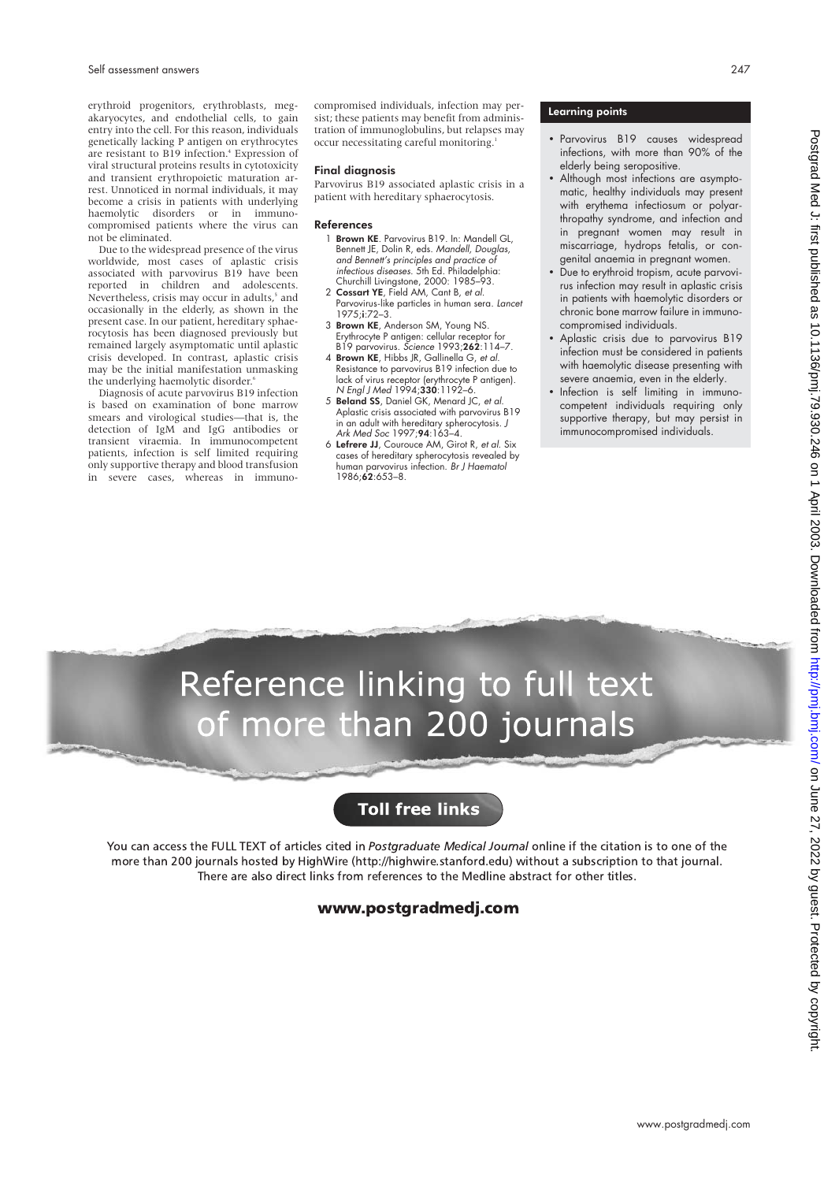erythroid progenitors, erythroblasts, megakaryocytes, and endothelial cells, to gain entry into the cell. For this reason, individuals genetically lacking P antigen on erythrocytes are resistant to B19 infection.[4] Expression of viral structural proteins results in cytotoxicity and transient erythropoietic maturation arrest. Unnoticed in normal individuals, it may become a crisis in patients with underlying haemolytic disorders or in immunocompromised patients where the virus can not be eliminated.

Due to the widespread presence of the virus worldwide, most cases of aplastic crisis associated with parvovirus B19 have been reported in children and adolescents. Nevertheless, crisis may occur in adults,[5] and occasionally in the elderly, as shown in the present case. In our patient, hereditary spherocytosis has been diagnosed previously but remained largely asymptomatic until aplastic crisis developed. In contrast, aplastic crisis may be the initial manifestation unmasking the underlying haemolytic disorder.[6]

Diagnosis of acute parvovirus B19 infection is based on examination of bone marrow smears and virological studies—that is, the detection of IgM and IgG antibodies or transient viraemia. In immunocompetent patients, infection is self limited requiring only supportive therapy and blood transfusion in severe cases, whereas in immunocompromised individuals, infection may persist; these patients may benefit from administration of immunoglobulins, but relapses may occur necessitating careful monitoring.[1]

### Final diagnosis

Parvovirus B19 associated aplastic crisis in a patient with hereditary sphaerocytosis.

### References

1. **Brown KE**. Parvovirus B19. In: Mandell GL, Bennett JE, Dolin R, eds. *Mandell, Douglas, and Bennett's principles and practice of infectious diseases.* 5th Ed. Philadelphia: Churchill Livingstone, 2000: 1985–93.
2. **Cossart YE**, Field AM, Cant B, *et al.* Parvovirus-like particles in human sera. *Lancet* 1975;i:72–3.
3. **Brown KE**, Anderson SM, Young NS. Erythrocyte P antigen: cellular receptor for B19 parvovirus. *Science* 1993;**262**:114–7.
4. **Brown KE**, Hibbs JR, Gallinella G, *et al.* Resistance to parvovirus B19 infection due to lack of virus receptor (erythrocyte P antigen). *N Engl J Med* 1994;**330**:1192–6.
5. **Beland SS**, Daniel GK, Menard JC, *et al.* Aplastic crisis associated with parvovirus B19 in an adult with hereditary spherocytosis. *J Ark Med Soc* 1997;**94**:163–4.
6. **Lefrere JJ**, Courouce AM, Girot R, *et al.* Six cases of hereditary spherocytosis revealed by human parvovirus infection. *Br J Haematol* 1986;**62**:653–8.

### Learning points

- Parvovirus B19 causes widespread infections, with more than 90% of the elderly being seropositive.
- Although most infections are asymptomatic, healthy individuals may present with erythema infectiosum or polyarthropathy syndrome, and infection and in pregnant women may result in miscarriage, hydrops fetalis, or congenital anaemia in pregnant women.
- Due to erythroid tropism, acute parvovirus infection may result in aplastic crisis in patients with haemolytic disorders or chronic bone marrow failure in immunocompromised individuals.
- Aplastic crisis due to parvovirus B19 infection must be considered in patients with haemolytic disease presenting with severe anaemia, even in the elderly.
- Infection is self limiting in immunocompetent individuals requiring only supportive therapy, but may persist in immunocompromised individuals.

Reference linking to full text of more than 200 journals

**Toll free links**

You can access the FULL TEXT of articles cited in *Postgraduate Medical Journal* online if the citation is to one of the more than 200 journals hosted by HighWire (http://highwire.stanford.edu) without a subscription to that journal. There are also direct links from references to the Medline abstract for other titles.

**www.postgradmedj.com**